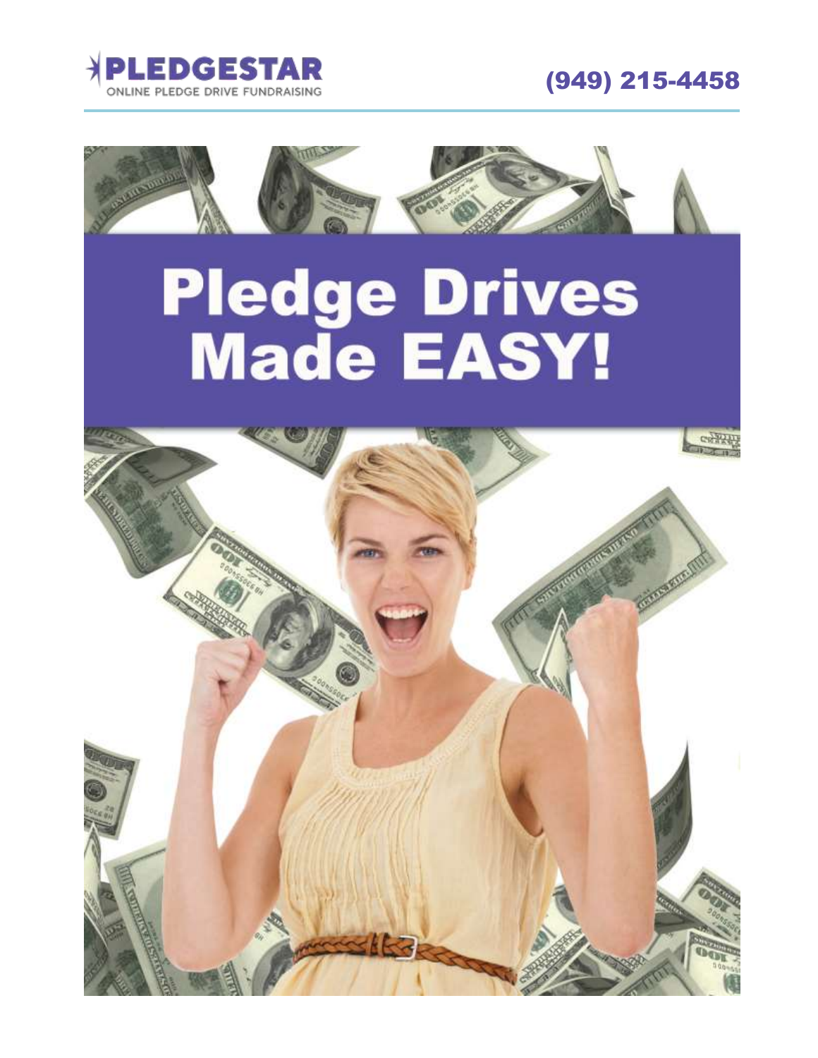PLEDGESTAR

ONLINE PLEDGE DRIVE FUNDRAISING

(949) 215-4458

# Pledge Drives Made EASY!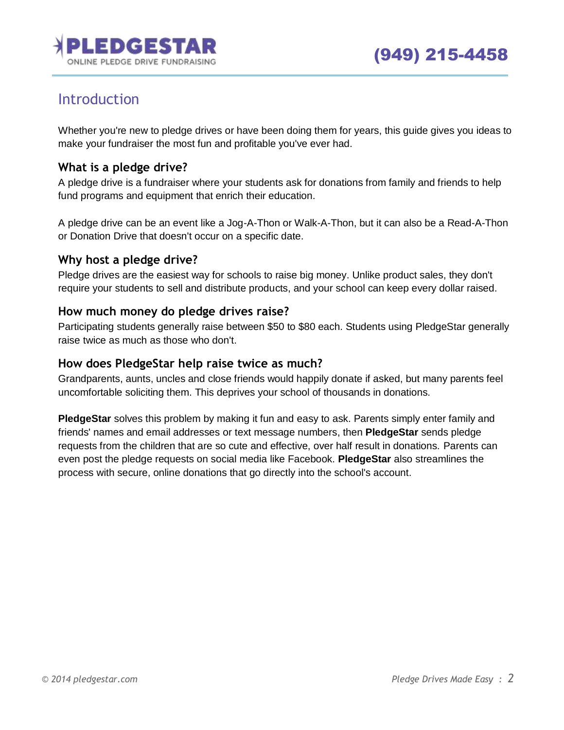# Introduction

Whether you're new to pledge drives or have been doing them for years, this guide gives you ideas to make your fundraiser the most fun and profitable you've ever had.

### What is a pledge drive?

A pledge drive is a fundraiser where your students ask for donations from family and friends to help fund programs and equipment that enrich their education.

A pledge drive can be an event like a Jog-A-Thon or Walk-A-Thon, but it can also be a Read-A-Thon or Donation Drive that doesn't occur on a specific date.

### Why host a pledge drive?

Pledge drives are the easiest way for schools to raise big money. Unlike product sales, they don't require your students to sell and distribute products, and your school can keep every dollar raised.

### How much money do pledge drives raise?

Participating students generally raise between $50 to $80 each. Students using PledgeStar generally raise twice as much as those who don't.

### How does PledgeStar help raise twice as much?

Grandparents, aunts, uncles and close friends would happily donate if asked, but many parents feel uncomfortable soliciting them. This deprives your school of thousands in donations.

**PledgeStar** solves this problem by making it fun and easy to ask. Parents simply enter family and friends' names and email addresses or text message numbers, then **PledgeStar** sends pledge requests from the children that are so cute and effective, over half result in donations. Parents can even post the pledge requests on social media like Facebook. **PledgeStar** also streamlines the process with secure, online donations that go directly into the school's account.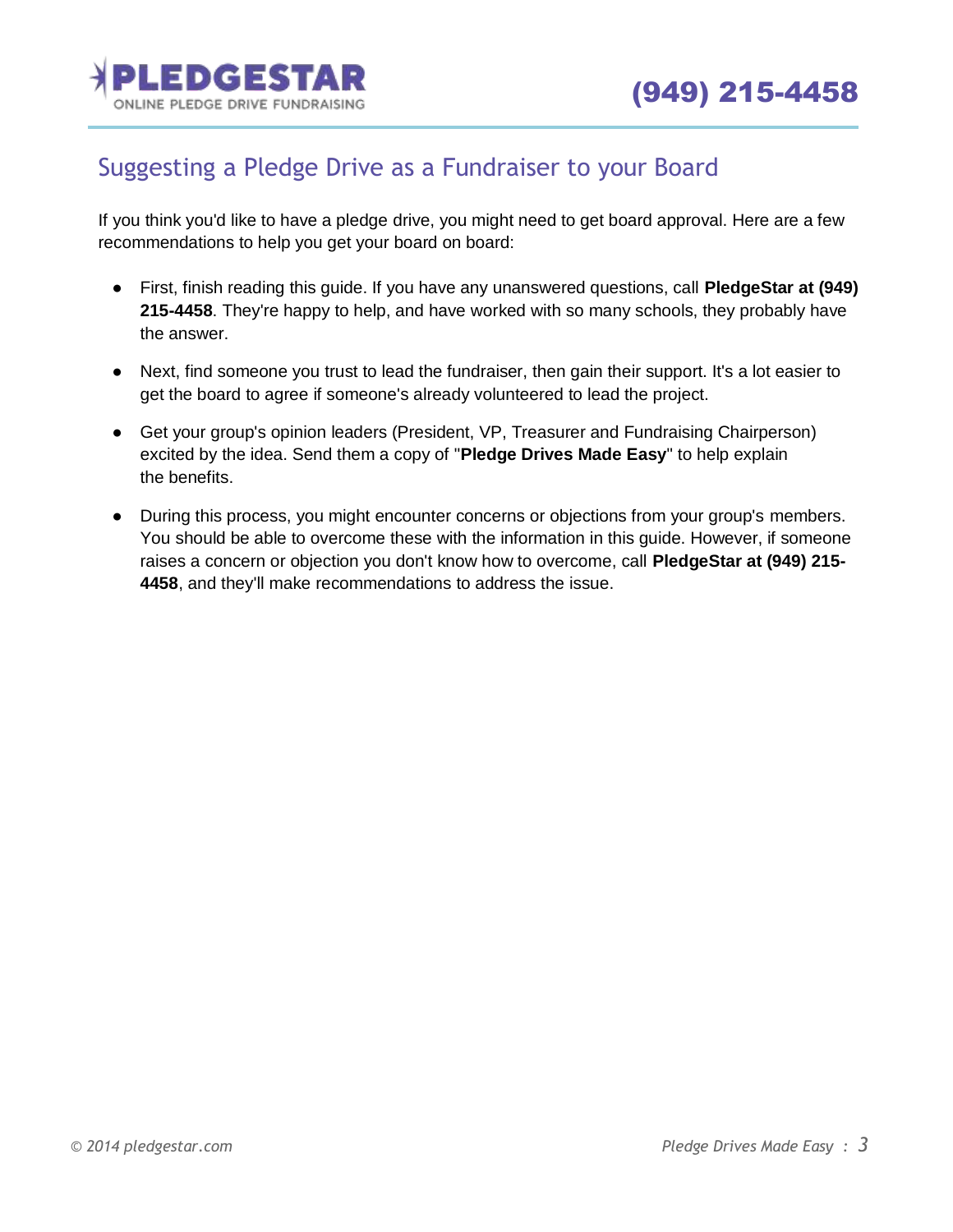## Suggesting a Pledge Drive as a Fundraiser to your Board

If you think you'd like to have a pledge drive, you might need to get board approval. Here are a few recommendations to help you get your board on board:

- First, finish reading this guide. If you have any unanswered questions, call **PledgeStar at (949) 215-4458**. They're happy to help, and have worked with so many schools, they probably have the answer.
- Next, find someone you trust to lead the fundraiser, then gain their support. It's a lot easier to get the board to agree if someone's already volunteered to lead the project.
- Get your group's opinion leaders (President, VP, Treasurer and Fundraising Chairperson) excited by the idea. Send them a copy of "**Pledge Drives Made Easy**" to help explain the benefits.
- During this process, you might encounter concerns or objections from your group's members. You should be able to overcome these with the information in this guide. However, if someone raises a concern or objection you don't know how to overcome, call **PledgeStar at (949) 215-4458**, and they'll make recommendations to address the issue.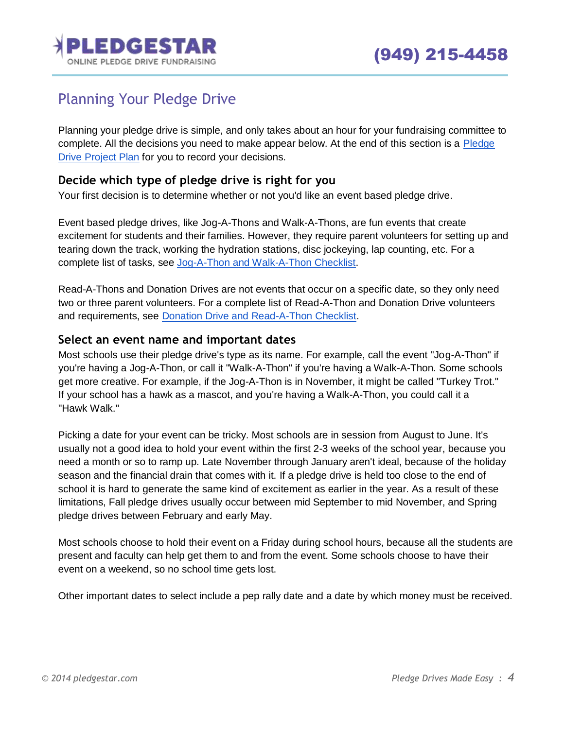## Planning Your Pledge Drive

Planning your pledge drive is simple, and only takes about an hour for your fundraising committee to complete. All the decisions you need to make appear below. At the end of this section is a Pledge Drive Project Plan for you to record your decisions.

### Decide which type of pledge drive is right for you

Your first decision is to determine whether or not you'd like an event based pledge drive.

Event based pledge drives, like Jog-A-Thons and Walk-A-Thons, are fun events that create excitement for students and their families. However, they require parent volunteers for setting up and tearing down the track, working the hydration stations, disc jockeying, lap counting, etc. For a complete list of tasks, see Jog-A-Thon and Walk-A-Thon Checklist.

Read-A-Thons and Donation Drives are not events that occur on a specific date, so they only need two or three parent volunteers. For a complete list of Read-A-Thon and Donation Drive volunteers and requirements, see Donation Drive and Read-A-Thon Checklist.

### Select an event name and important dates

Most schools use their pledge drive's type as its name. For example, call the event "Jog-A-Thon" if you're having a Jog-A-Thon, or call it "Walk-A-Thon" if you're having a Walk-A-Thon. Some schools get more creative. For example, if the Jog-A-Thon is in November, it might be called "Turkey Trot." If your school has a hawk as a mascot, and you're having a Walk-A-Thon, you could call it a "Hawk Walk."

Picking a date for your event can be tricky. Most schools are in session from August to June. It's usually not a good idea to hold your event within the first 2-3 weeks of the school year, because you need a month or so to ramp up. Late November through January aren't ideal, because of the holiday season and the financial drain that comes with it. If a pledge drive is held too close to the end of school it is hard to generate the same kind of excitement as earlier in the year. As a result of these limitations, Fall pledge drives usually occur between mid September to mid November, and Spring pledge drives between February and early May.

Most schools choose to hold their event on a Friday during school hours, because all the students are present and faculty can help get them to and from the event. Some schools choose to have their event on a weekend, so no school time gets lost.

Other important dates to select include a pep rally date and a date by which money must be received.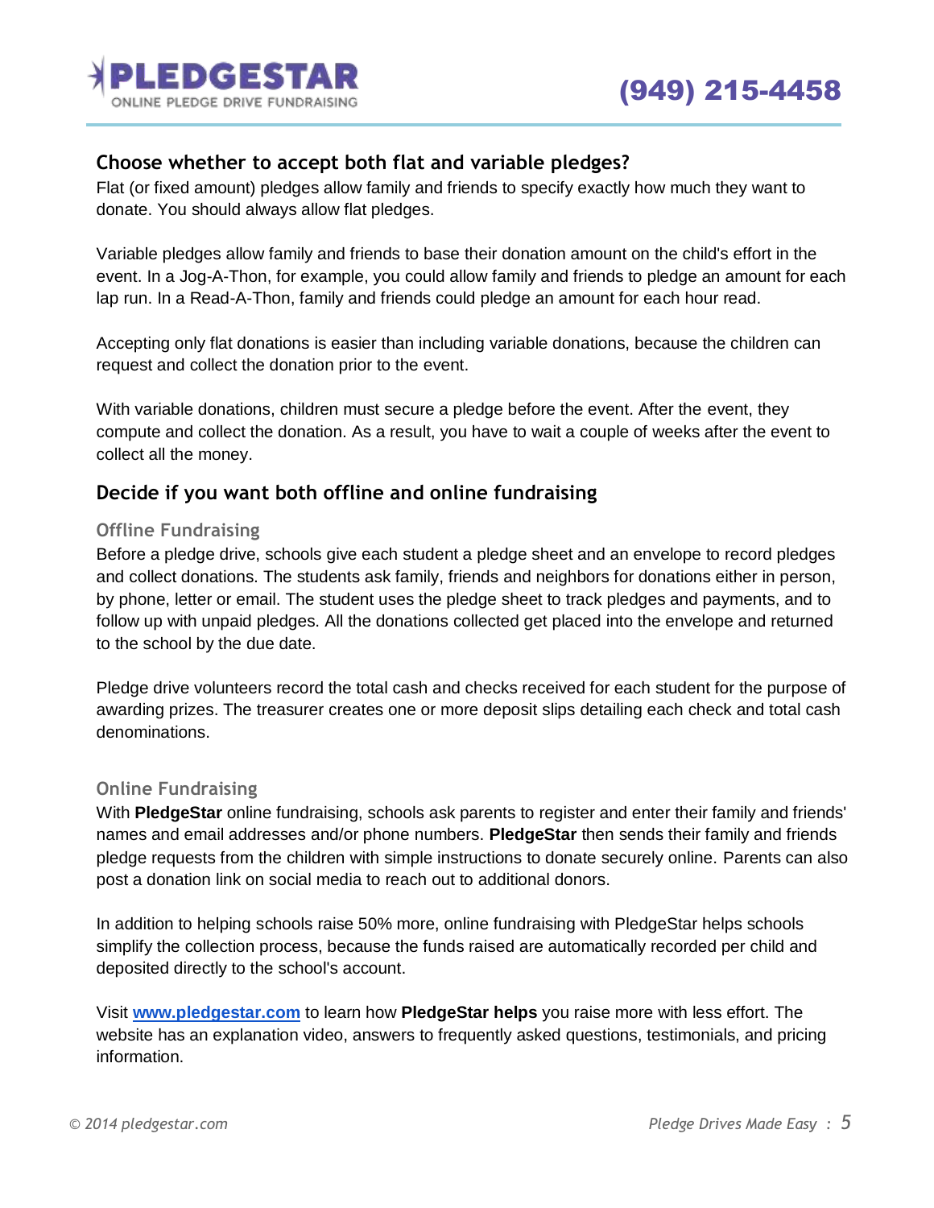## Choose whether to accept both flat and variable pledges?

Flat (or fixed amount) pledges allow family and friends to specify exactly how much they want to donate. You should always allow flat pledges.

Variable pledges allow family and friends to base their donation amount on the child's effort in the event. In a Jog-A-Thon, for example, you could allow family and friends to pledge an amount for each lap run. In a Read-A-Thon, family and friends could pledge an amount for each hour read.

Accepting only flat donations is easier than including variable donations, because the children can request and collect the donation prior to the event.

With variable donations, children must secure a pledge before the event. After the event, they compute and collect the donation. As a result, you have to wait a couple of weeks after the event to collect all the money.

## Decide if you want both offline and online fundraising

### Offline Fundraising

Before a pledge drive, schools give each student a pledge sheet and an envelope to record pledges and collect donations. The students ask family, friends and neighbors for donations either in person, by phone, letter or email. The student uses the pledge sheet to track pledges and payments, and to follow up with unpaid pledges. All the donations collected get placed into the envelope and returned to the school by the due date.

Pledge drive volunteers record the total cash and checks received for each student for the purpose of awarding prizes. The treasurer creates one or more deposit slips detailing each check and total cash denominations.

### Online Fundraising

With **PledgeStar** online fundraising, schools ask parents to register and enter their family and friends' names and email addresses and/or phone numbers. **PledgeStar** then sends their family and friends pledge requests from the children with simple instructions to donate securely online. Parents can also post a donation link on social media to reach out to additional donors.

In addition to helping schools raise 50% more, online fundraising with PledgeStar helps schools simplify the collection process, because the funds raised are automatically recorded per child and deposited directly to the school's account.

Visit **[www.pledgestar.com](http://www.pledgestar.com)** to learn how **PledgeStar helps** you raise more with less effort. The website has an explanation video, answers to frequently asked questions, testimonials, and pricing information.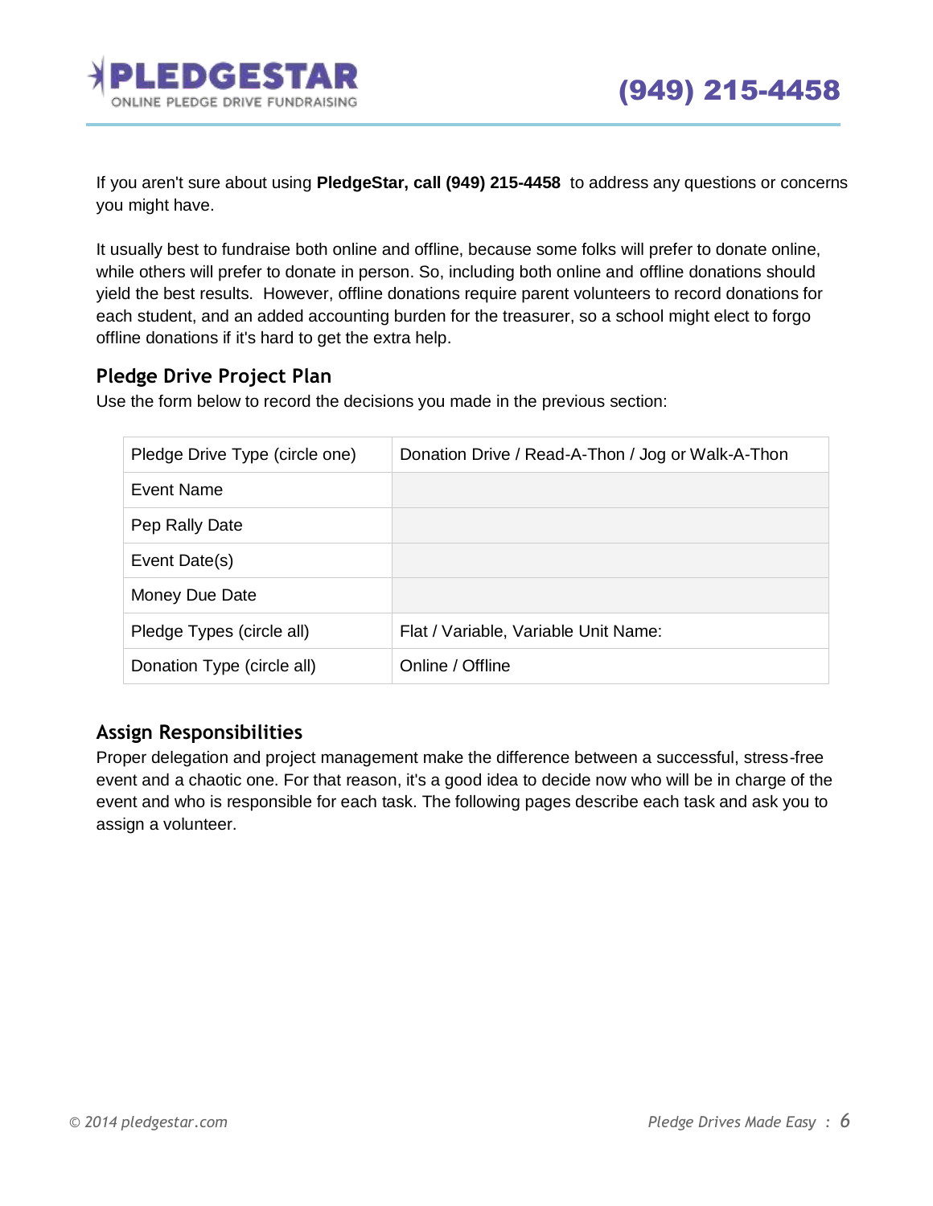If you aren't sure about using **PledgeStar, call (949) 215-4458** to address any questions or concerns you might have.

It usually best to fundraise both online and offline, because some folks will prefer to donate online, while others will prefer to donate in person. So, including both online and offline donations should yield the best results. However, offline donations require parent volunteers to record donations for each student, and an added accounting burden for the treasurer, so a school might elect to forgo offline donations if it's hard to get the extra help.

## Pledge Drive Project Plan

Use the form below to record the decisions you made in the previous section:

| | |
|---|---|
| Pledge Drive Type (circle one) | Donation Drive / Read-A-Thon / Jog or Walk-A-Thon |
| Event Name | |
| Pep Rally Date | |
| Event Date(s) | |
| Money Due Date | |
| Pledge Types (circle all) | Flat / Variable, Variable Unit Name: |
| Donation Type (circle all) | Online / Offline |

## Assign Responsibilities

Proper delegation and project management make the difference between a successful, stress-free event and a chaotic one. For that reason, it's a good idea to decide now who will be in charge of the event and who is responsible for each task. The following pages describe each task and ask you to assign a volunteer.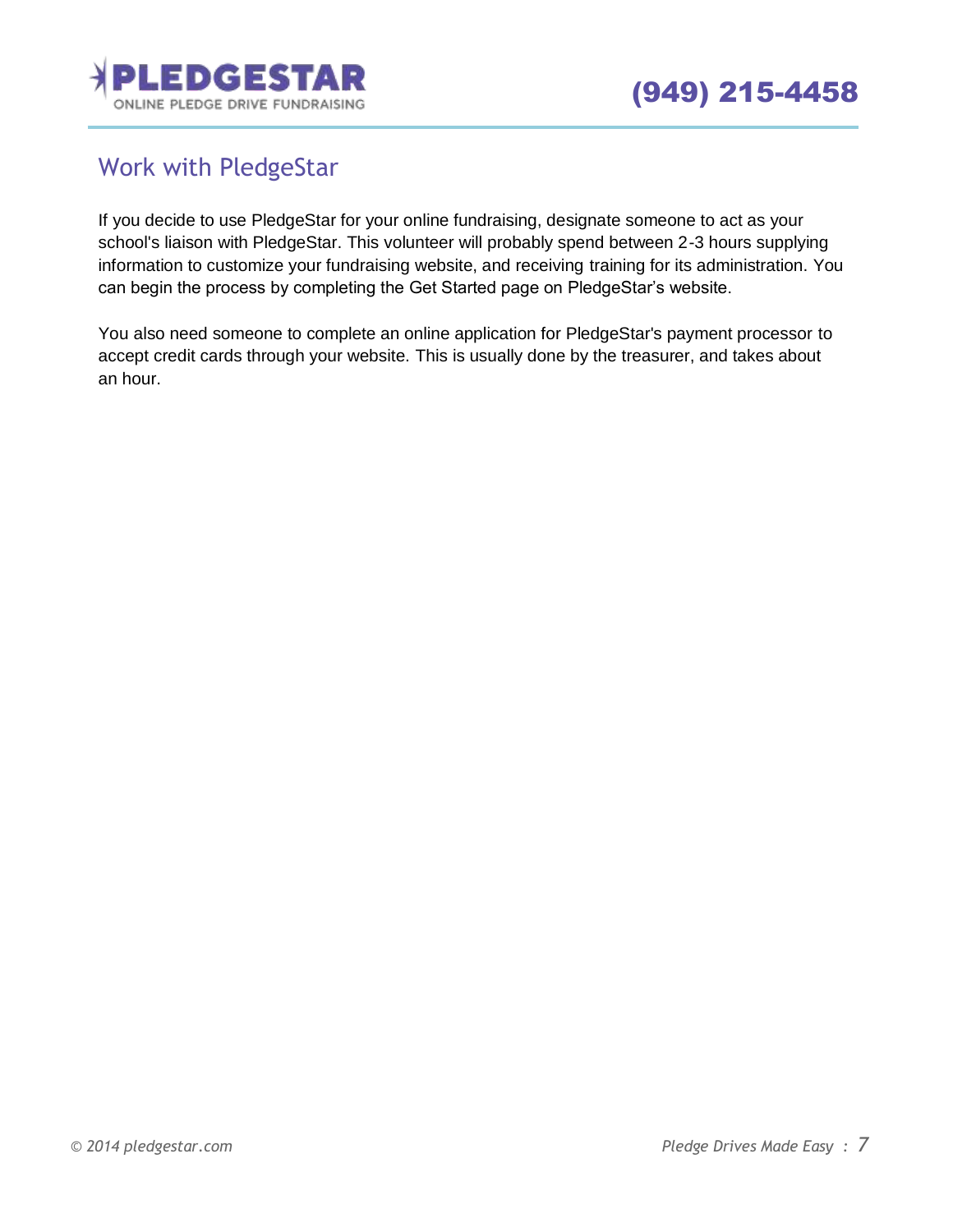## Work with PledgeStar

If you decide to use PledgeStar for your online fundraising, designate someone to act as your school's liaison with PledgeStar. This volunteer will probably spend between 2-3 hours supplying information to customize your fundraising website, and receiving training for its administration. You can begin the process by completing the Get Started page on PledgeStar's website.

You also need someone to complete an online application for PledgeStar's payment processor to accept credit cards through your website. This is usually done by the treasurer, and takes about an hour.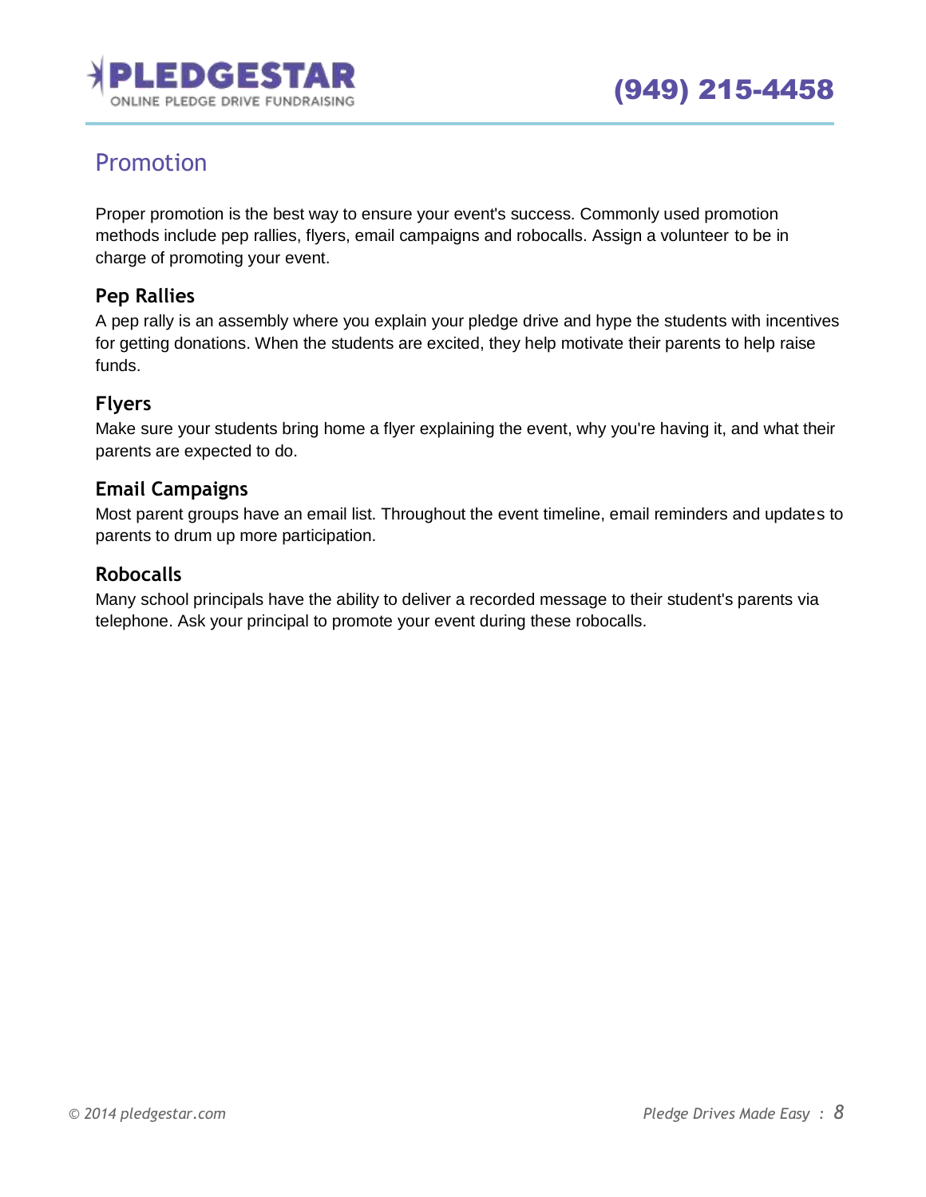## Promotion

Proper promotion is the best way to ensure your event's success. Commonly used promotion methods include pep rallies, flyers, email campaigns and robocalls. Assign a volunteer to be in charge of promoting your event.

### Pep Rallies

A pep rally is an assembly where you explain your pledge drive and hype the students with incentives for getting donations. When the students are excited, they help motivate their parents to help raise funds.

### Flyers

Make sure your students bring home a flyer explaining the event, why you're having it, and what their parents are expected to do.

### Email Campaigns

Most parent groups have an email list. Throughout the event timeline, email reminders and updates to parents to drum up more participation.

### Robocalls

Many school principals have the ability to deliver a recorded message to their student's parents via telephone. Ask your principal to promote your event during these robocalls.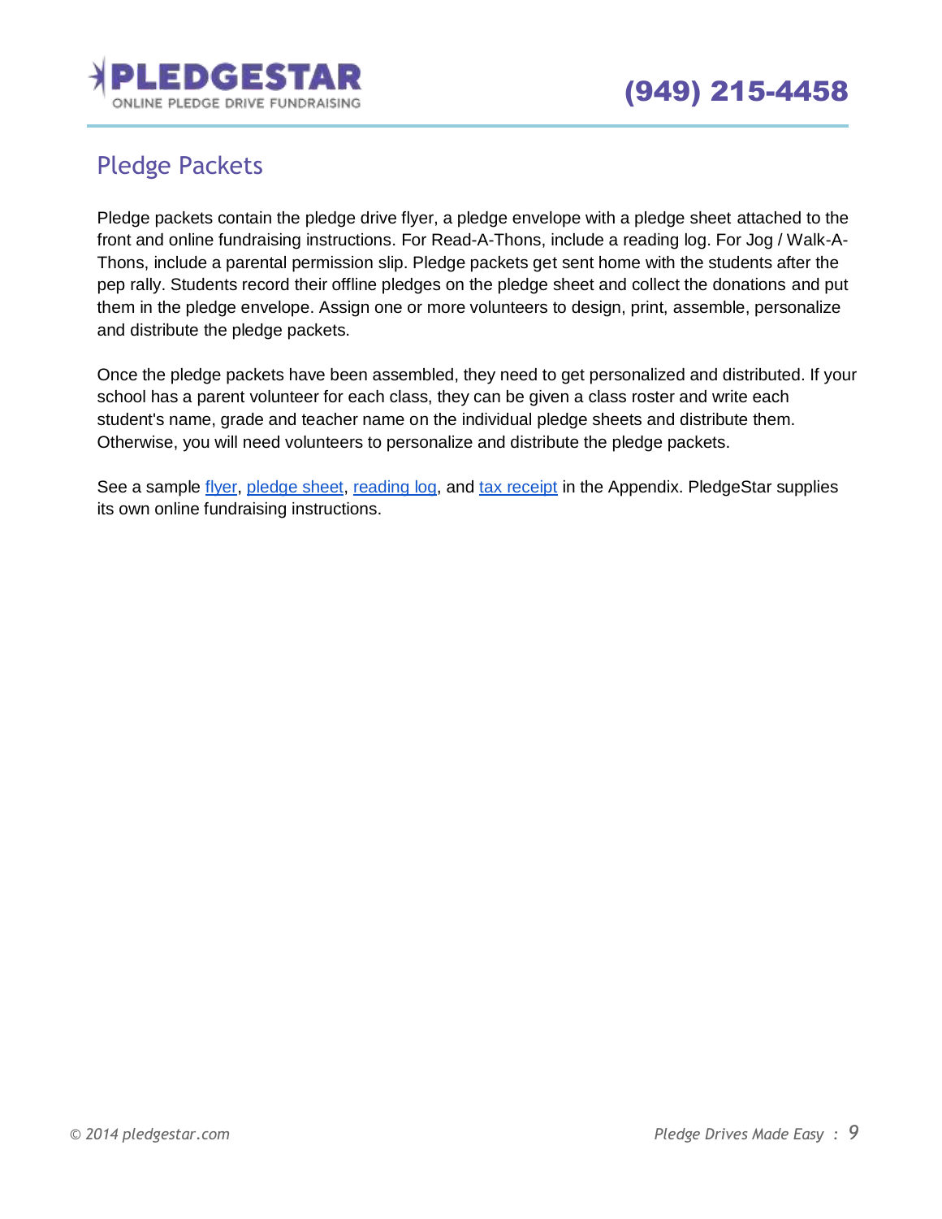## Pledge Packets

Pledge packets contain the pledge drive flyer, a pledge envelope with a pledge sheet attached to the front and online fundraising instructions. For Read-A-Thons, include a reading log. For Jog / Walk-A-Thons, include a parental permission slip. Pledge packets get sent home with the students after the pep rally. Students record their offline pledges on the pledge sheet and collect the donations and put them in the pledge envelope. Assign one or more volunteers to design, print, assemble, personalize and distribute the pledge packets.

Once the pledge packets have been assembled, they need to get personalized and distributed. If your school has a parent volunteer for each class, they can be given a class roster and write each student's name, grade and teacher name on the individual pledge sheets and distribute them. Otherwise, you will need volunteers to personalize and distribute the pledge packets.

See a sample flyer, pledge sheet, reading log, and tax receipt in the Appendix. PledgeStar supplies its own online fundraising instructions.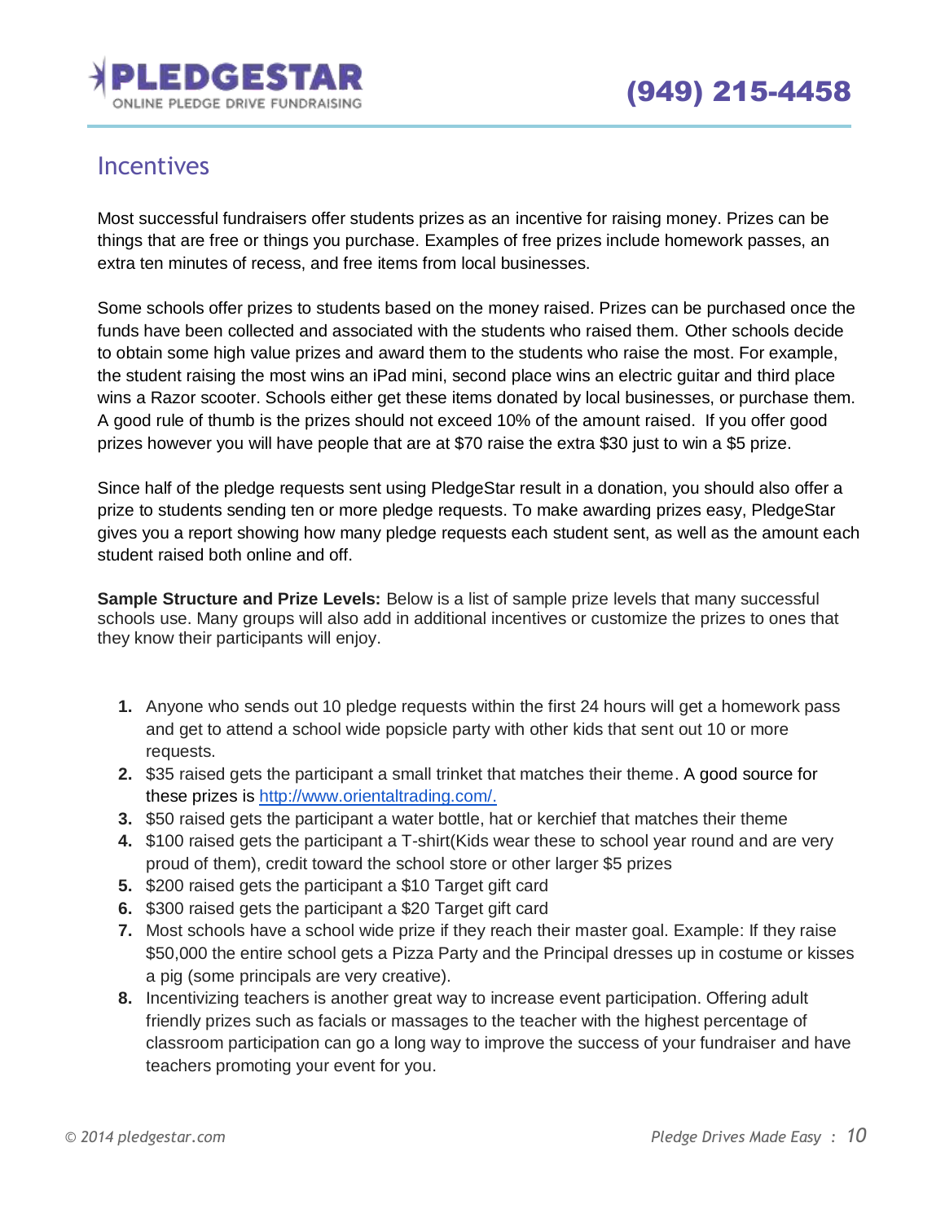## Incentives

Most successful fundraisers offer students prizes as an incentive for raising money. Prizes can be things that are free or things you purchase. Examples of free prizes include homework passes, an extra ten minutes of recess, and free items from local businesses.

Some schools offer prizes to students based on the money raised. Prizes can be purchased once the funds have been collected and associated with the students who raised them. Other schools decide to obtain some high value prizes and award them to the students who raise the most. For example, the student raising the most wins an iPad mini, second place wins an electric guitar and third place wins a Razor scooter. Schools either get these items donated by local businesses, or purchase them. A good rule of thumb is the prizes should not exceed 10% of the amount raised. If you offer good prizes however you will have people that are at $70 raise the extra $30 just to win a $5 prize.

Since half of the pledge requests sent using PledgeStar result in a donation, you should also offer a prize to students sending ten or more pledge requests. To make awarding prizes easy, PledgeStar gives you a report showing how many pledge requests each student sent, as well as the amount each student raised both online and off.

**Sample Structure and Prize Levels:** Below is a list of sample prize levels that many successful schools use. Many groups will also add in additional incentives or customize the prizes to ones that they know their participants will enjoy.

1. Anyone who sends out 10 pledge requests within the first 24 hours will get a homework pass and get to attend a school wide popsicle party with other kids that sent out 10 or more requests.
2. $35 raised gets the participant a small trinket that matches their theme. A good source for these prizes is [http://www.orientaltrading.com/.](http://www.orientaltrading.com/)
3. $50 raised gets the participant a water bottle, hat or kerchief that matches their theme
4. $100 raised gets the participant a T-shirt(Kids wear these to school year round and are very proud of them), credit toward the school store or other larger $5 prizes
5. $200 raised gets the participant a $10 Target gift card
6. $300 raised gets the participant a $20 Target gift card
7. Most schools have a school wide prize if they reach their master goal. Example: If they raise $50,000 the entire school gets a Pizza Party and the Principal dresses up in costume or kisses a pig (some principals are very creative).
8. Incentivizing teachers is another great way to increase event participation. Offering adult friendly prizes such as facials or massages to the teacher with the highest percentage of classroom participation can go a long way to improve the success of your fundraiser and have teachers promoting your event for you.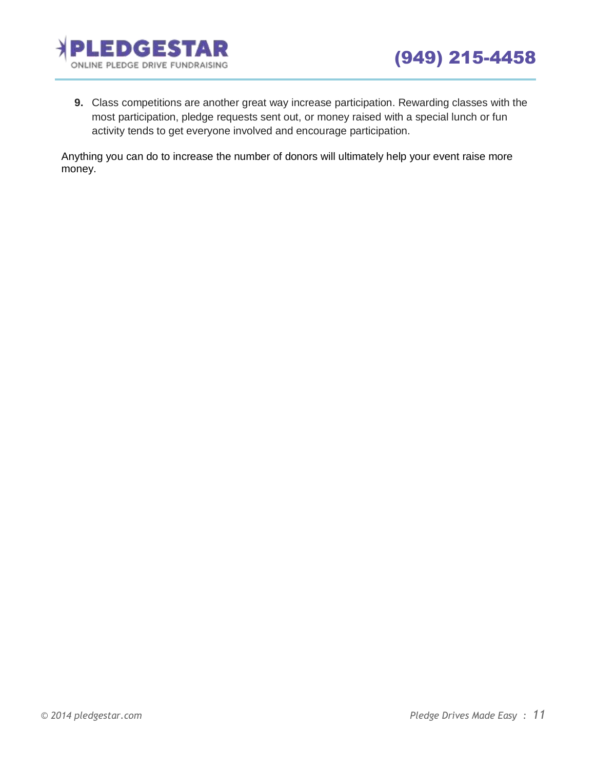9. Class competitions are another great way increase participation. Rewarding classes with the most participation, pledge requests sent out, or money raised with a special lunch or fun activity tends to get everyone involved and encourage participation.

Anything you can do to increase the number of donors will ultimately help your event raise more money.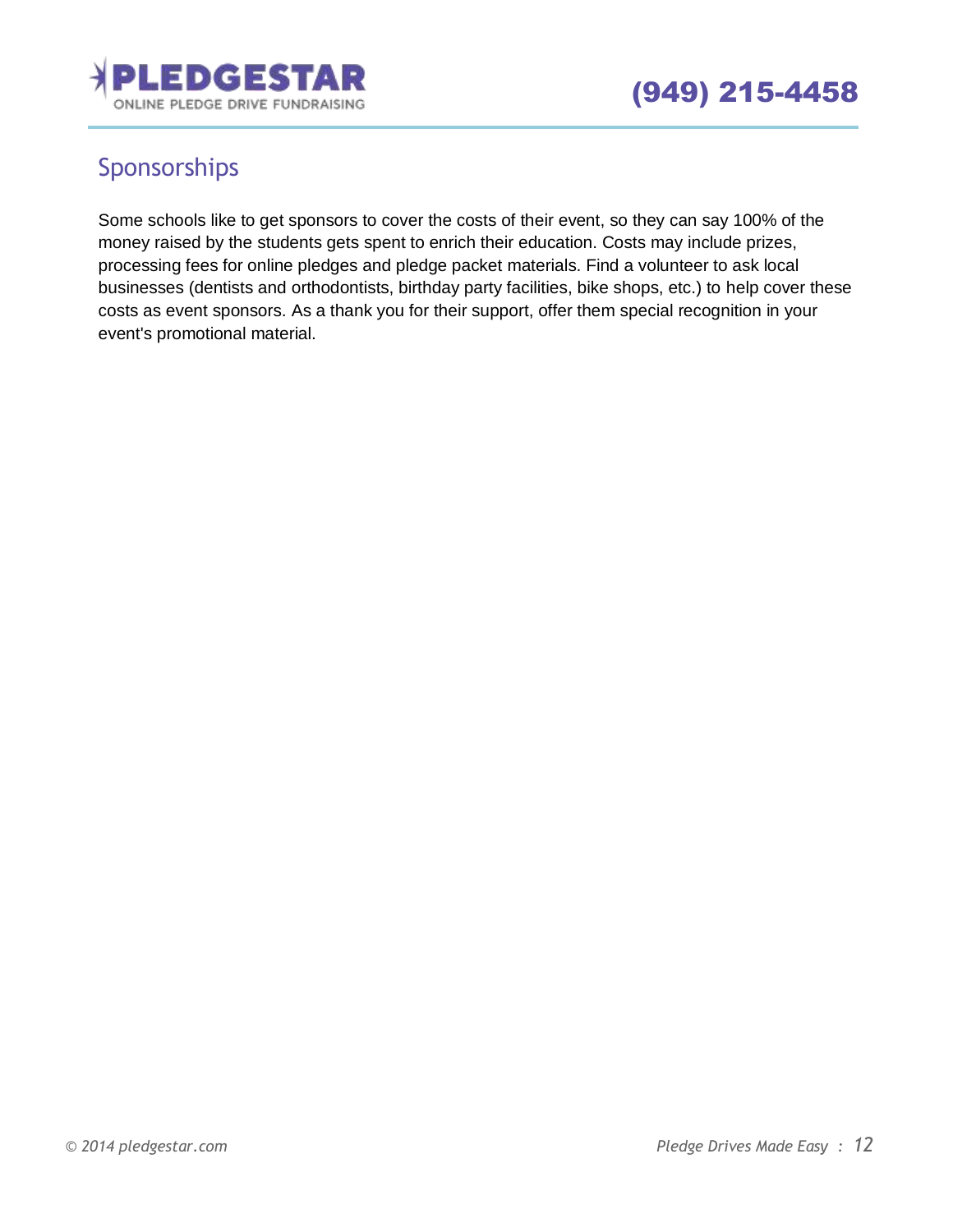## Sponsorships

Some schools like to get sponsors to cover the costs of their event, so they can say 100% of the money raised by the students gets spent to enrich their education. Costs may include prizes, processing fees for online pledges and pledge packet materials. Find a volunteer to ask local businesses (dentists and orthodontists, birthday party facilities, bike shops, etc.) to help cover these costs as event sponsors. As a thank you for their support, offer them special recognition in your event's promotional material.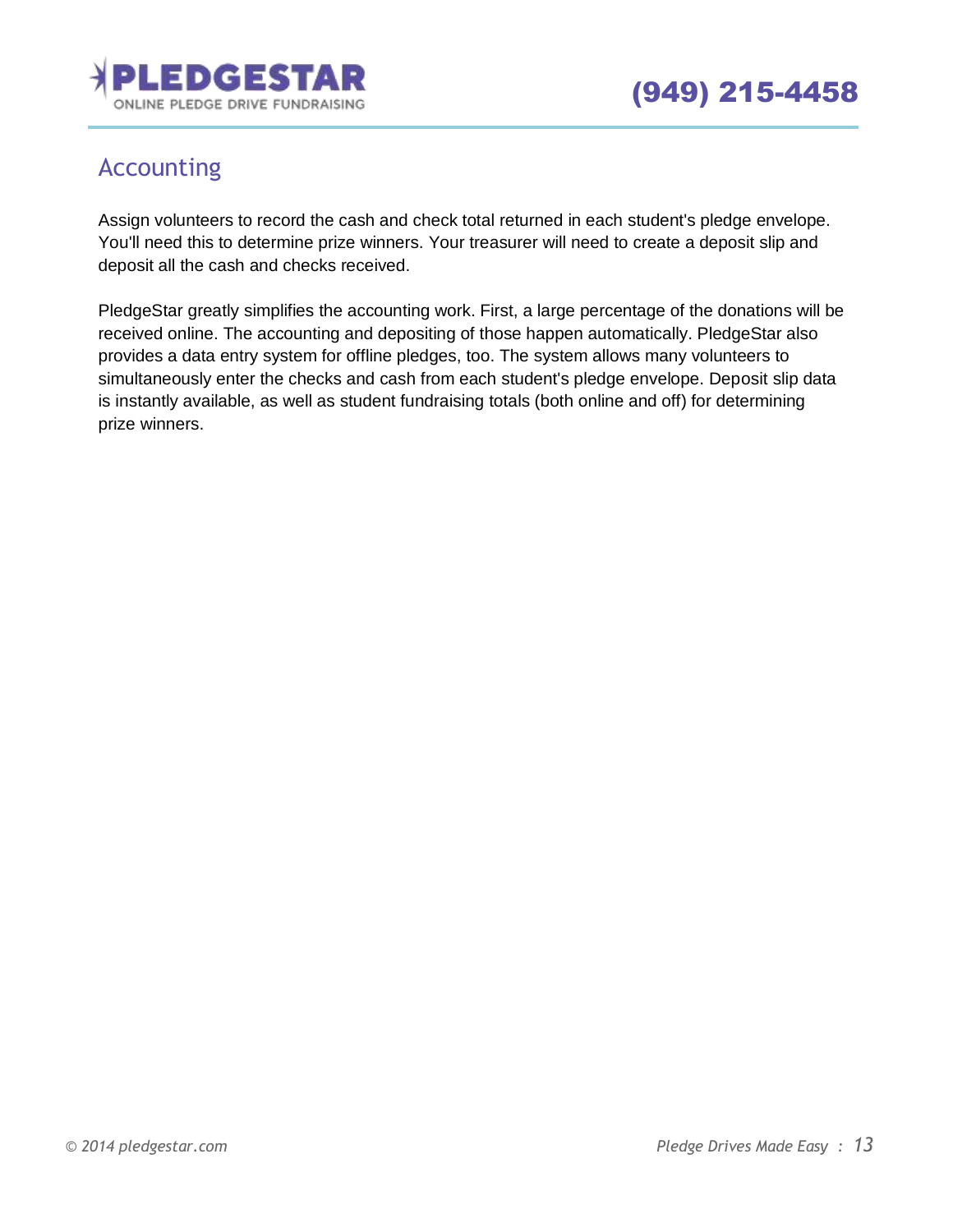## Accounting

Assign volunteers to record the cash and check total returned in each student's pledge envelope. You'll need this to determine prize winners. Your treasurer will need to create a deposit slip and deposit all the cash and checks received.

PledgeStar greatly simplifies the accounting work. First, a large percentage of the donations will be received online. The accounting and depositing of those happen automatically. PledgeStar also provides a data entry system for offline pledges, too. The system allows many volunteers to simultaneously enter the checks and cash from each student's pledge envelope. Deposit slip data is instantly available, as well as student fundraising totals (both online and off) for determining prize winners.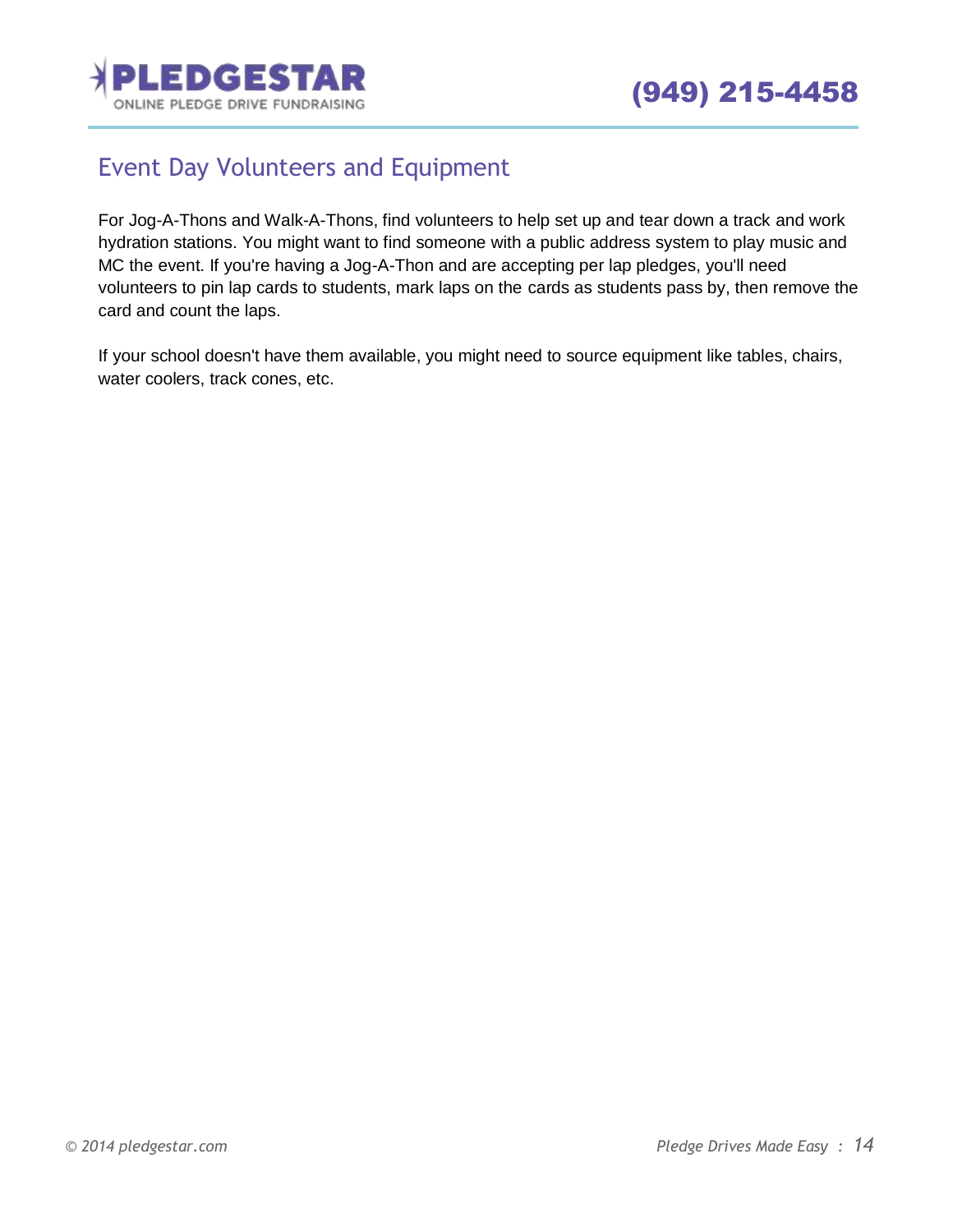## Event Day Volunteers and Equipment

For Jog-A-Thons and Walk-A-Thons, find volunteers to help set up and tear down a track and work hydration stations. You might want to find someone with a public address system to play music and MC the event. If you're having a Jog-A-Thon and are accepting per lap pledges, you'll need volunteers to pin lap cards to students, mark laps on the cards as students pass by, then remove the card and count the laps.

If your school doesn't have them available, you might need to source equipment like tables, chairs, water coolers, track cones, etc.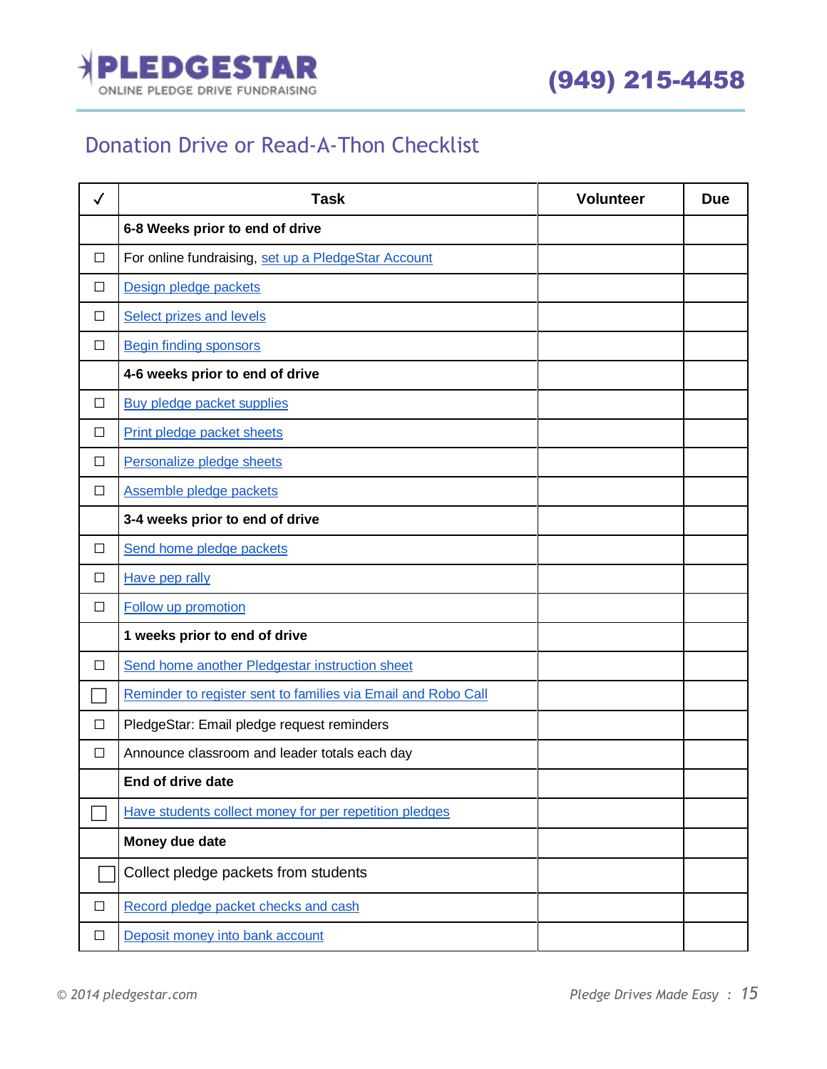PLEDGESTAR
ONLINE PLEDGE DRIVE FUNDRAISING

(949) 215-4458

## Donation Drive or Read-A-Thon Checklist

| ✓ | Task | Volunteer | Due |
|---|---|---|---|
| | **6-8 Weeks prior to end of drive** | | |
| ☐ | For online fundraising, set up a PledgeStar Account | | |
| ☐ | Design pledge packets | | |
| ☐ | Select prizes and levels | | |
| ☐ | Begin finding sponsors | | |
| | **4-6 weeks prior to end of drive** | | |
| ☐ | Buy pledge packet supplies | | |
| ☐ | Print pledge packet sheets | | |
| ☐ | Personalize pledge sheets | | |
| ☐ | Assemble pledge packets | | |
| | **3-4 weeks prior to end of drive** | | |
| ☐ | Send home pledge packets | | |
| ☐ | Have pep rally | | |
| ☐ | Follow up promotion | | |
| | **1 weeks prior to end of drive** | | |
| ☐ | Send home another Pledgestar instruction sheet | | |
| ☐ | Reminder to register sent to families via Email and Robo Call | | |
| ☐ | PledgeStar: Email pledge request reminders | | |
| ☐ | Announce classroom and leader totals each day | | |
| | **End of drive date** | | |
| ☐ | Have students collect money for per repetition pledges | | |
| | **Money due date** | | |
| ☐ | Collect pledge packets from students | | |
| ☐ | Record pledge packet checks and cash | | |
| ☐ | Deposit money into bank account | | |

© 2014 pledgestar.com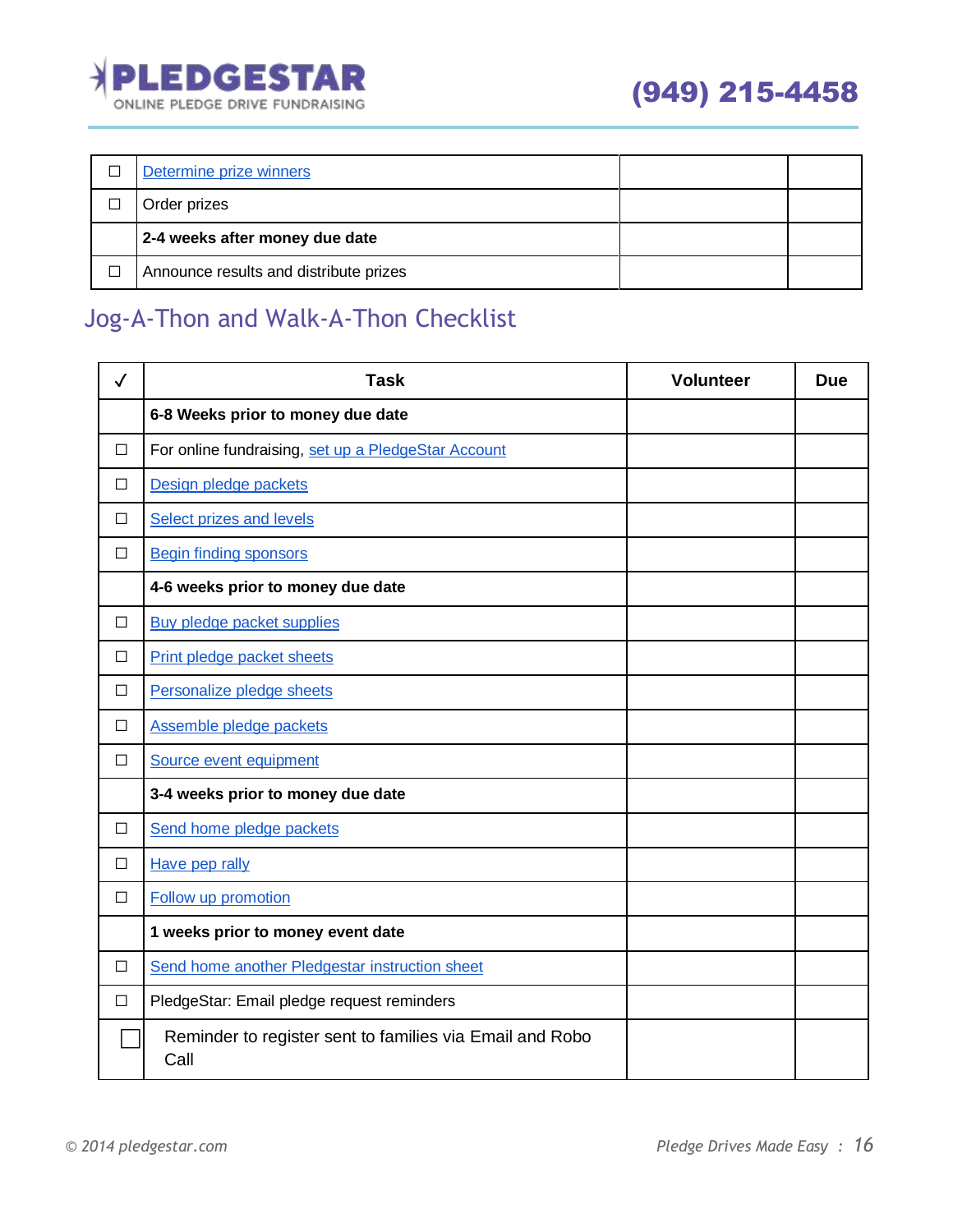| | | | |
|---|---|---|---|
| ☐ | Determine prize winners | | |
| ☐ | Order prizes | | |
| | **2-4 weeks after money due date** | | |
| ☐ | Announce results and distribute prizes | | |

## Jog-A-Thon and Walk-A-Thon Checklist

| ✓ | Task | Volunteer | Due |
|---|---|---|---|
| | **6-8 Weeks prior to money due date** | | |
| ☐ | For online fundraising, set up a PledgeStar Account | | |
| ☐ | Design pledge packets | | |
| ☐ | Select prizes and levels | | |
| ☐ | Begin finding sponsors | | |
| | **4-6 weeks prior to money due date** | | |
| ☐ | Buy pledge packet supplies | | |
| ☐ | Print pledge packet sheets | | |
| ☐ | Personalize pledge sheets | | |
| ☐ | Assemble pledge packets | | |
| ☐ | Source event equipment | | |
| | **3-4 weeks prior to money due date** | | |
| ☐ | Send home pledge packets | | |
| ☐ | Have pep rally | | |
| ☐ | Follow up promotion | | |
| | **1 weeks prior to money event date** | | |
| ☐ | Send home another Pledgestar instruction sheet | | |
| ☐ | PledgeStar: Email pledge request reminders | | |
| ☐ | Reminder to register sent to families via Email and Robo Call | | |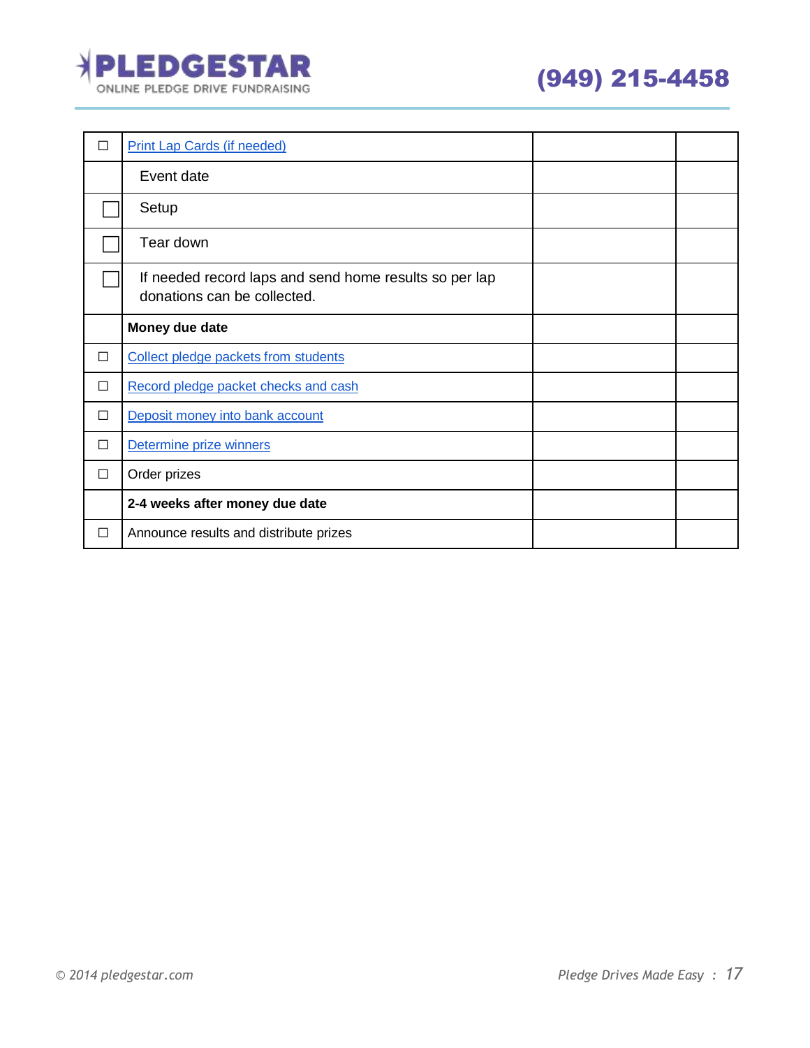| | | | |
|---|---|---|---|
| ☐ | Print Lap Cards (if needed) | | |
| | Event date | | |
| ☐ | Setup | | |
| ☐ | Tear down | | |
| ☐ | If needed record laps and send home results so per lap donations can be collected. | | |
| | **Money due date** | | |
| ☐ | Collect pledge packets from students | | |
| ☐ | Record pledge packet checks and cash | | |
| ☐ | Deposit money into bank account | | |
| ☐ | Determine prize winners | | |
| ☐ | Order prizes | | |
| | **2-4 weeks after money due date** | | |
| ☐ | Announce results and distribute prizes | | |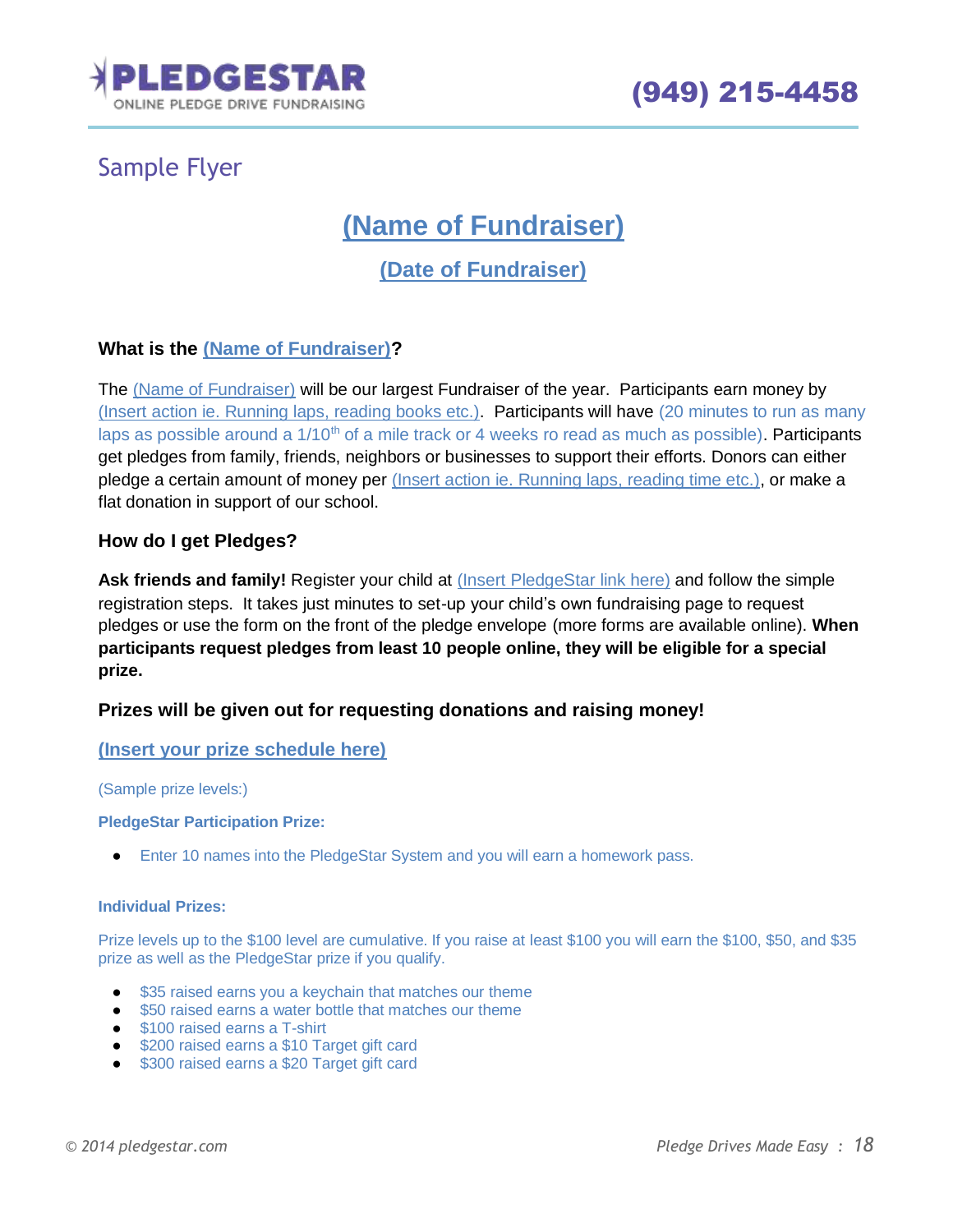## Sample Flyer

# (Name of Fundraiser)

## (Date of Fundraiser)

### What is the (Name of Fundraiser)?

The (Name of Fundraiser) will be our largest Fundraiser of the year. Participants earn money by (Insert action ie. Running laps, reading books etc.). Participants will have (20 minutes to run as many laps as possible around a 1/10th of a mile track or 4 weeks ro read as much as possible). Participants get pledges from family, friends, neighbors or businesses to support their efforts. Donors can either pledge a certain amount of money per (Insert action ie. Running laps, reading time etc.), or make a flat donation in support of our school.

### How do I get Pledges?

**Ask friends and family!** Register your child at (Insert PledgeStar link here) and follow the simple registration steps. It takes just minutes to set-up your child's own fundraising page to request pledges or use the form on the front of the pledge envelope (more forms are available online). **When participants request pledges from least 10 people online, they will be eligible for a special prize.**

**Prizes will be given out for requesting donations and raising money!**

**(Insert your prize schedule here)**

(Sample prize levels:)

**PledgeStar Participation Prize:**

- Enter 10 names into the PledgeStar System and you will earn a homework pass.

**Individual Prizes:**

Prize levels up to the $100 level are cumulative. If you raise at least $100 you will earn the $100, $50, and $35 prize as well as the PledgeStar prize if you qualify.

- $35 raised earns you a keychain that matches our theme
- $50 raised earns a water bottle that matches our theme
- $100 raised earns a T-shirt
- $200 raised earns a $10 Target gift card
- $300 raised earns a $20 Target gift card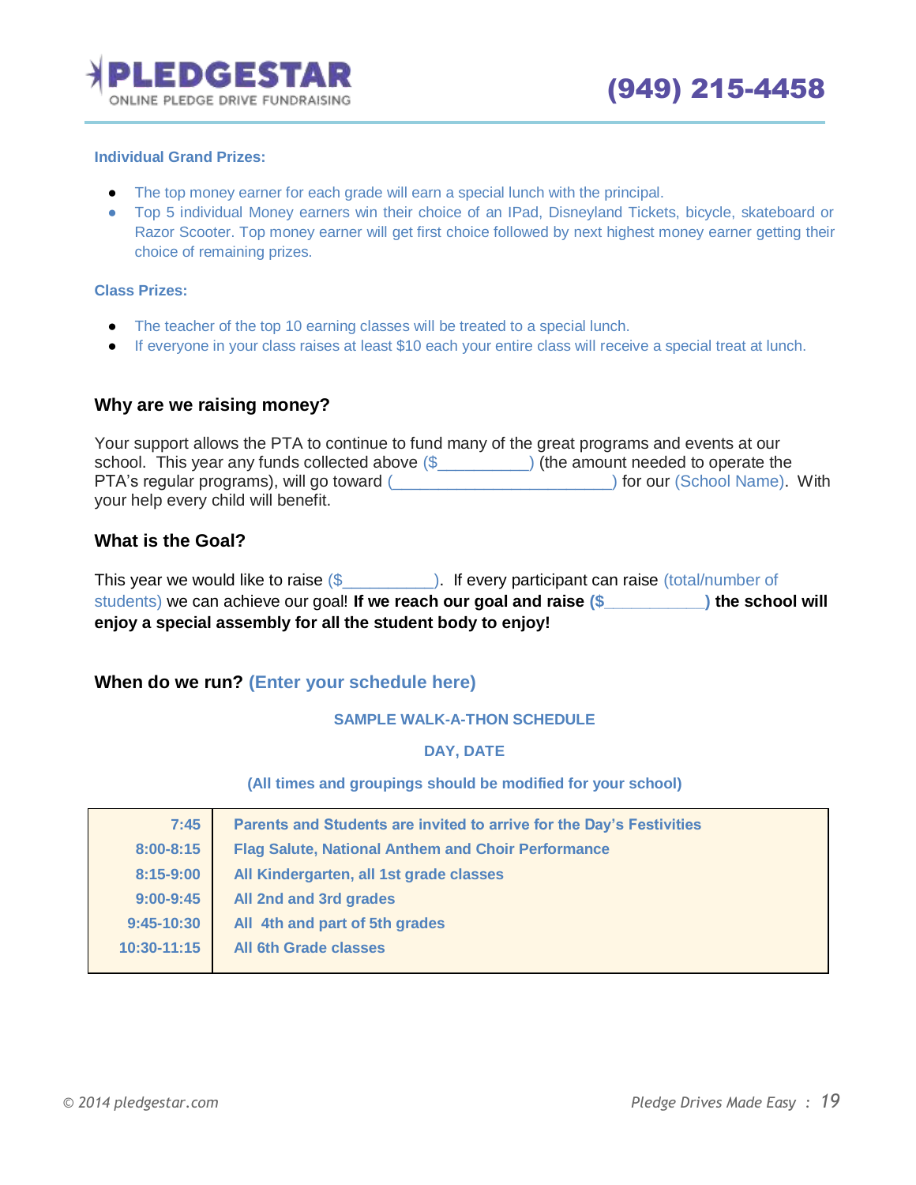**Individual Grand Prizes:**

- The top money earner for each grade will earn a special lunch with the principal.
- Top 5 individual Money earners win their choice of an IPad, Disneyland Tickets, bicycle, skateboard or Razor Scooter. Top money earner will get first choice followed by next highest money earner getting their choice of remaining prizes.

**Class Prizes:**

- The teacher of the top 10 earning classes will be treated to a special lunch.
- If everyone in your class raises at least $10 each your entire class will receive a special treat at lunch.

### Why are we raising money?

Your support allows the PTA to continue to fund many of the great programs and events at our school. This year any funds collected above ($__________) (the amount needed to operate the PTA's regular programs), will go toward (________________________) for our (School Name). With your help every child will benefit.

### What is the Goal?

This year we would like to raise ($__________). If every participant can raise (total/number of students) we can achieve our goal! **If we reach our goal and raise ($__________) the school will enjoy a special assembly for all the student body to enjoy!**

### When do we run? (Enter your schedule here)

**SAMPLE WALK-A-THON SCHEDULE**

**DAY, DATE**

**(All times and groupings should be modified for your school)**

| | |
|---|---|
| **7:45** | **Parents and Students are invited to arrive for the Day's Festivities** |
| **8:00-8:15** | **Flag Salute, National Anthem and Choir Performance** |
| **8:15-9:00** | **All Kindergarten, all 1st grade classes** |
| **9:00-9:45** | **All 2nd and 3rd grades** |
| **9:45-10:30** | **All 4th and part of 5th grades** |
| **10:30-11:15** | **All 6th Grade classes** |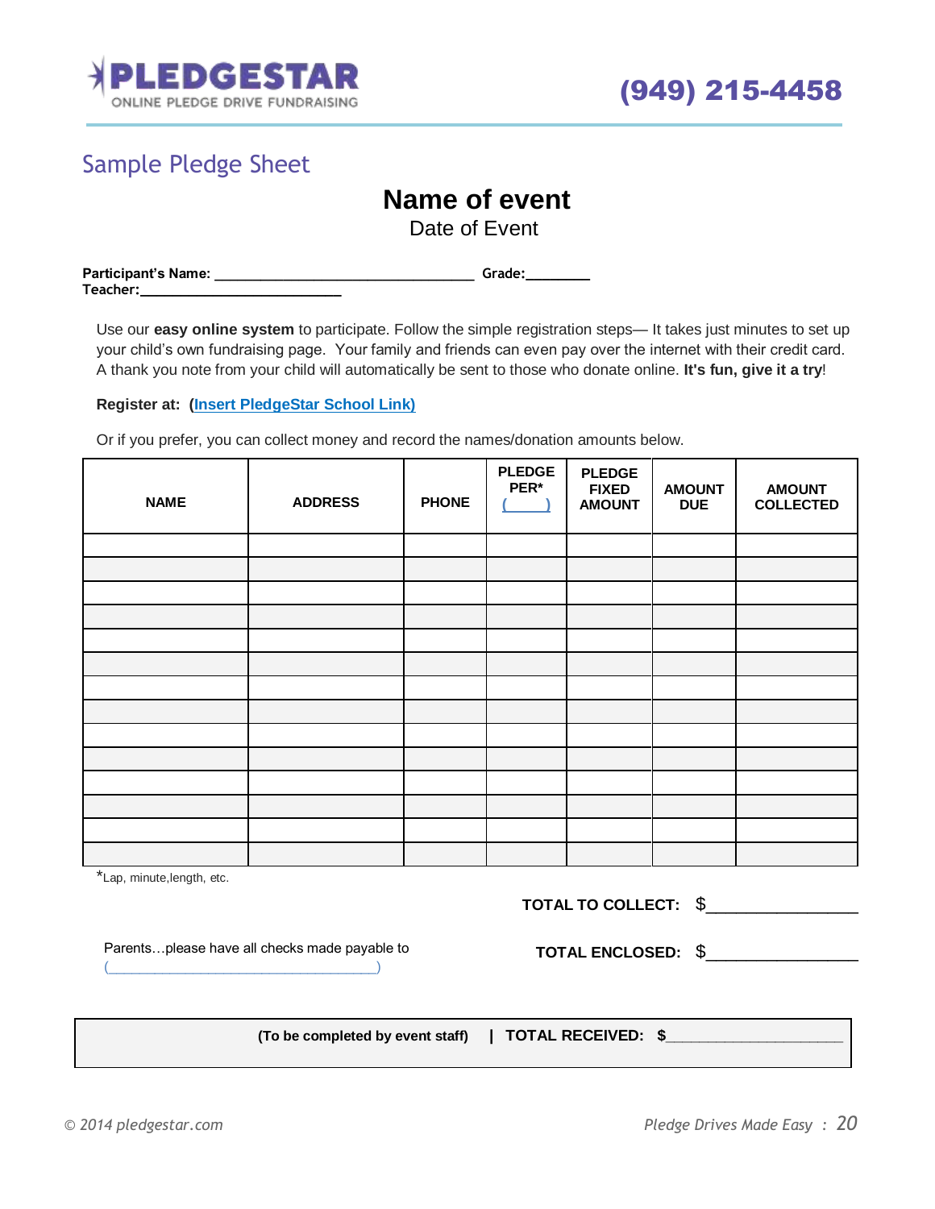PLEDGESTAR
ONLINE PLEDGE DRIVE FUNDRAISING

(949) 215-4458

## Sample Pledge Sheet

# Name of event

Date of Event

**Participant's Name:** ________________________________ **Grade:**________
**Teacher:**_________________________

Use our **easy online system** to participate. Follow the simple registration steps— It takes just minutes to set up your child's own fundraising page. Your family and friends can even pay over the internet with their credit card. A thank you note from your child will automatically be sent to those who donate online. **It's fun, give it a try**!

**Register at: (Insert PledgeStar School Link)**

Or if you prefer, you can collect money and record the names/donation amounts below.

| NAME | ADDRESS | PHONE | PLEDGE PER* (_____) | PLEDGE FIXED AMOUNT | AMOUNT DUE | AMOUNT COLLECTED |
|---|---|---|---|---|---|---|
| | | | | | | |
| | | | | | | |
| | | | | | | |
| | | | | | | |
| | | | | | | |
| | | | | | | |
| | | | | | | |
| | | | | | | |
| | | | | | | |
| | | | | | | |
| | | | | | | |
| | | | | | | |
| | | | | | | |
| | | | | | | |

*Lap, minute,length, etc.

**TOTAL TO COLLECT:** $________________

Parents…please have all checks made payable to (_________________________________)

**TOTAL ENCLOSED:** $________________

**(To be completed by event staff)** | **TOTAL RECEIVED: $**____________________

© 2014 pledgestar.com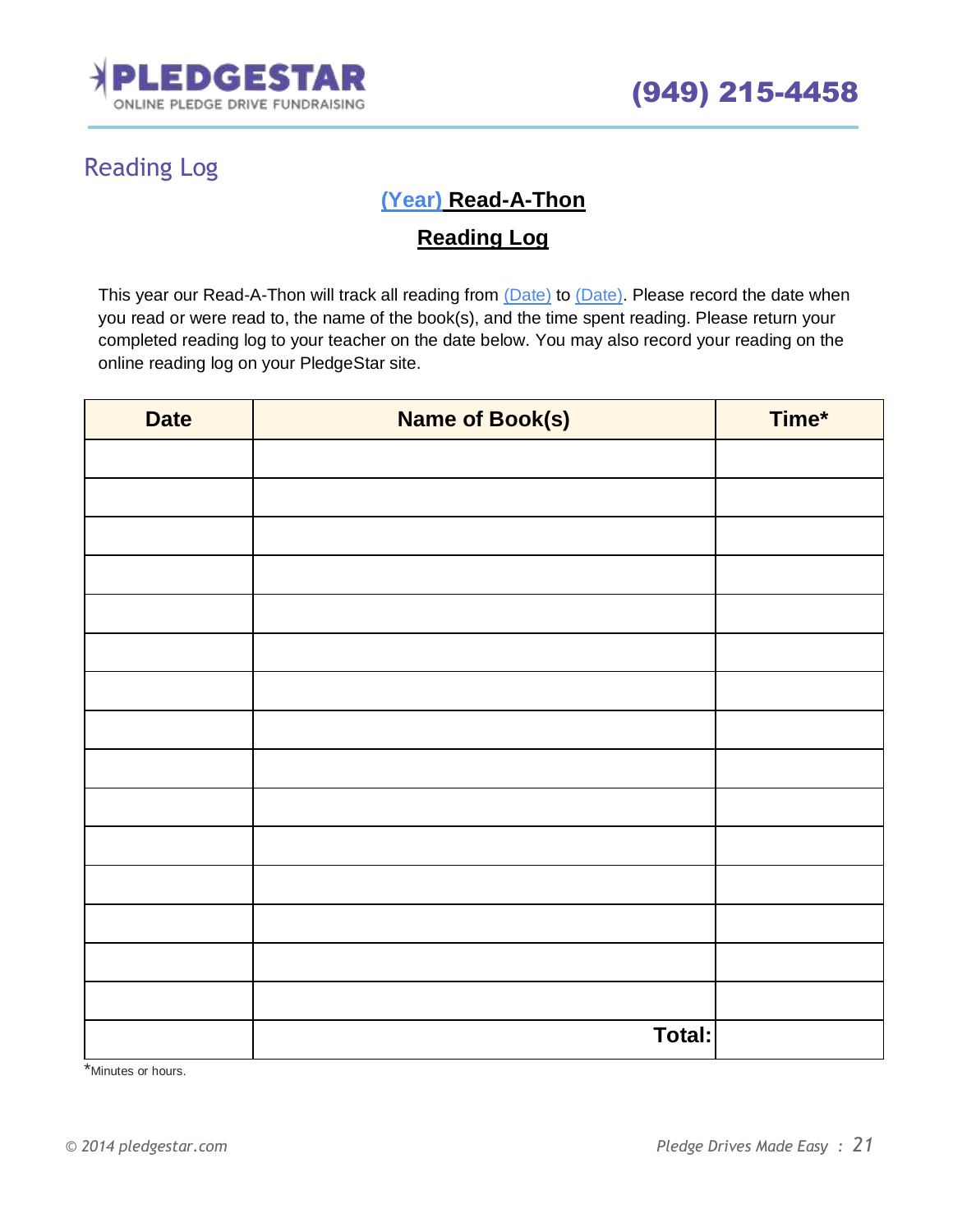## Reading Log

**(Year) Read-A-Thon**

**Reading Log**

This year our Read-A-Thon will track all reading from (Date) to (Date). Please record the date when you read or were read to, the name of the book(s), and the time spent reading. Please return your completed reading log to your teacher on the date below. You may also record your reading on the online reading log on your PledgeStar site.

| Date | Name of Book(s) | Time* |
|---|---|---|
| | | |
| | | |
| | | |
| | | |
| | | |
| | | |
| | | |
| | | |
| | | |
| | | |
| | | |
| | | |
| | | |
| | | |
| | | |
| | **Total:** | |

*Minutes or hours.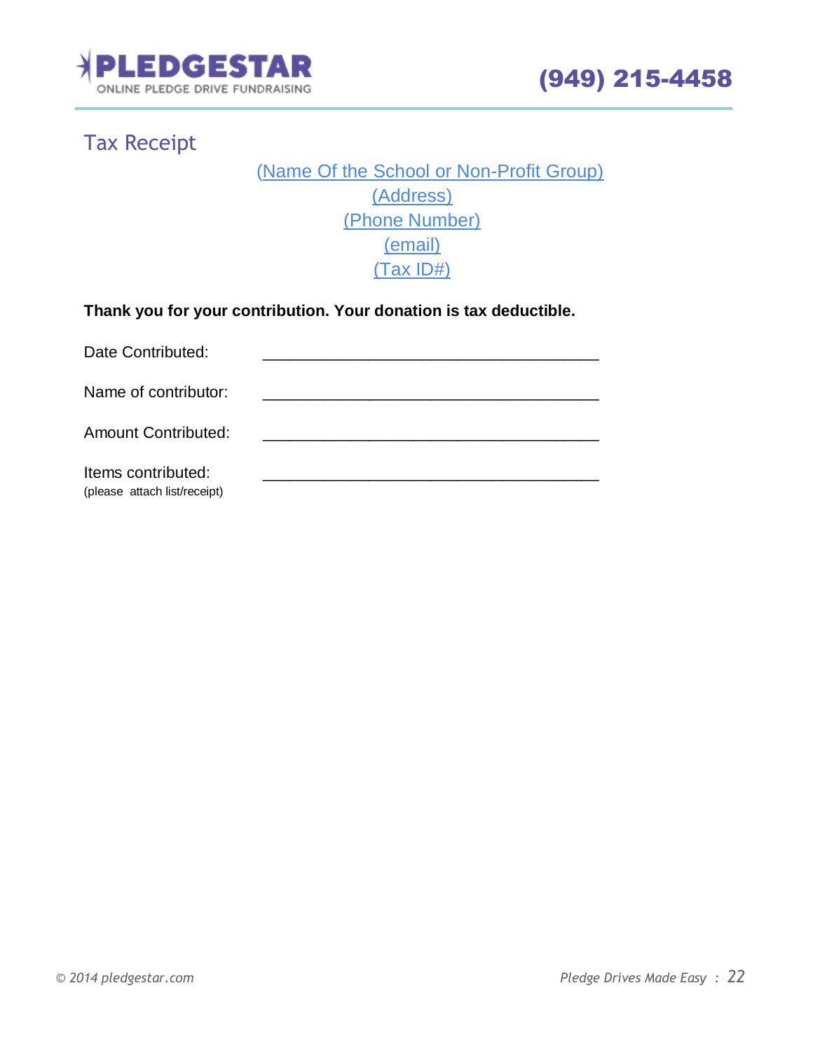# Tax Receipt

(Name Of the School or Non-Profit Group)
(Address)
(Phone Number)
(email)
(Tax ID#)

**Thank you for your contribution. Your donation is tax deductible.**

Date Contributed: _______________________________________

Name of contributor: _______________________________________

Amount Contributed: _______________________________________

Items contributed: _______________________________________
(please attach list/receipt)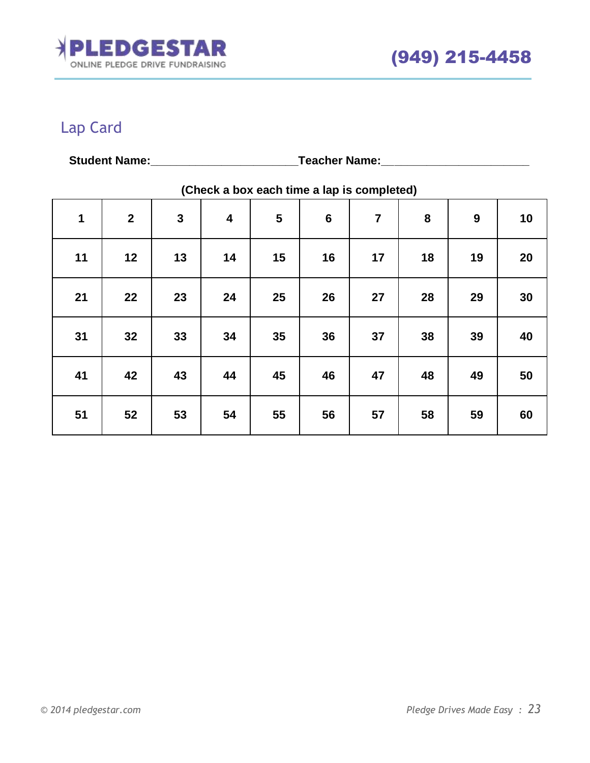PLEDGESTAR
ONLINE PLEDGE DRIVE FUNDRAISING

(949) 215-4458

## Lap Card

**Student Name:**________________________**Teacher Name:**________________________

**(Check a box each time a lap is completed)**

| | | | | | | | | | |
|---|---|---|---|---|---|---|---|---|---|
| **1** | **2** | **3** | **4** | **5** | **6** | **7** | **8** | **9** | **10** |
| **11** | **12** | **13** | **14** | **15** | **16** | **17** | **18** | **19** | **20** |
| **21** | **22** | **23** | **24** | **25** | **26** | **27** | **28** | **29** | **30** |
| **31** | **32** | **33** | **34** | **35** | **36** | **37** | **38** | **39** | **40** |
| **41** | **42** | **43** | **44** | **45** | **46** | **47** | **48** | **49** | **50** |
| **51** | **52** | **53** | **54** | **55** | **56** | **57** | **58** | **59** | **60** |